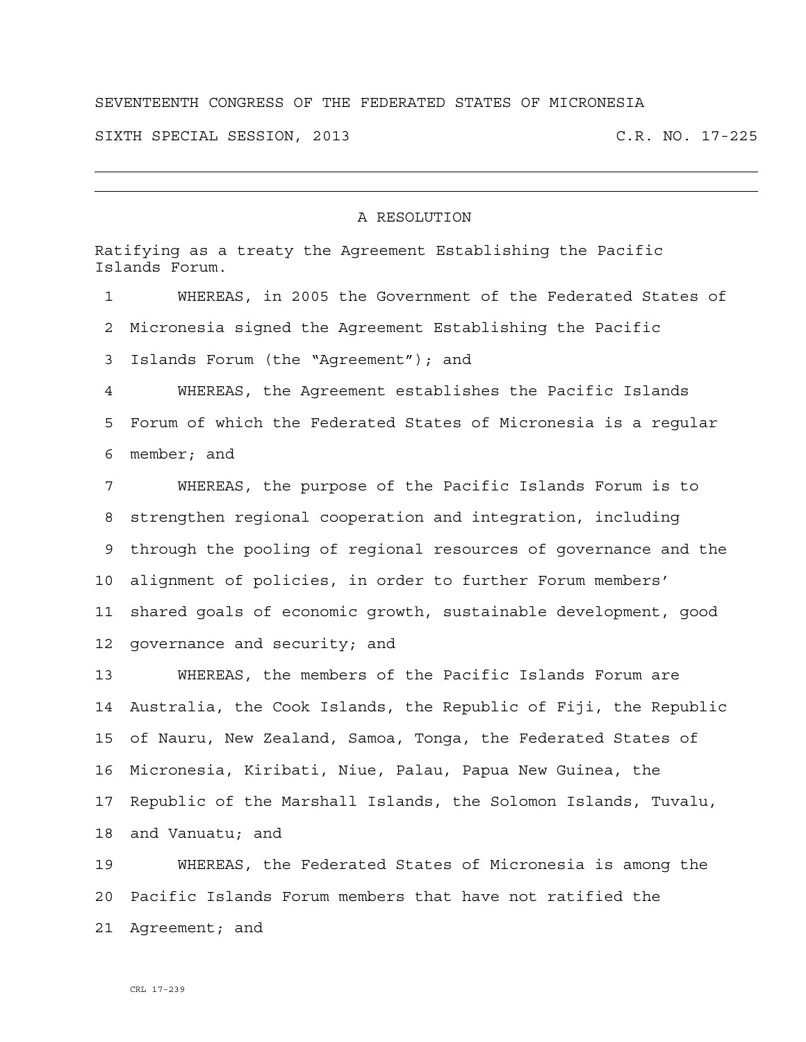SEVENTEENTH CONGRESS OF THE FEDERATED STATES OF MICRONESIA

SIXTH SPECIAL SESSION, 2013 C.R. NO. 17-225

---

A RESOLUTION

Ratifying as a treaty the Agreement Establishing the Pacific Islands Forum.

WHEREAS, in 2005 the Government of the Federated States of Micronesia signed the Agreement Establishing the Pacific Islands Forum (the "Agreement"); and

WHEREAS, the Agreement establishes the Pacific Islands Forum of which the Federated States of Micronesia is a regular member; and

WHEREAS, the purpose of the Pacific Islands Forum is to strengthen regional cooperation and integration, including through the pooling of regional resources of governance and the alignment of policies, in order to further Forum members' shared goals of economic growth, sustainable development, good governance and security; and

WHEREAS, the members of the Pacific Islands Forum are Australia, the Cook Islands, the Republic of Fiji, the Republic of Nauru, New Zealand, Samoa, Tonga, the Federated States of Micronesia, Kiribati, Niue, Palau, Papua New Guinea, the Republic of the Marshall Islands, the Solomon Islands, Tuvalu, and Vanuatu; and

WHEREAS, the Federated States of Micronesia is among the Pacific Islands Forum members that have not ratified the Agreement; and

CRL 17-239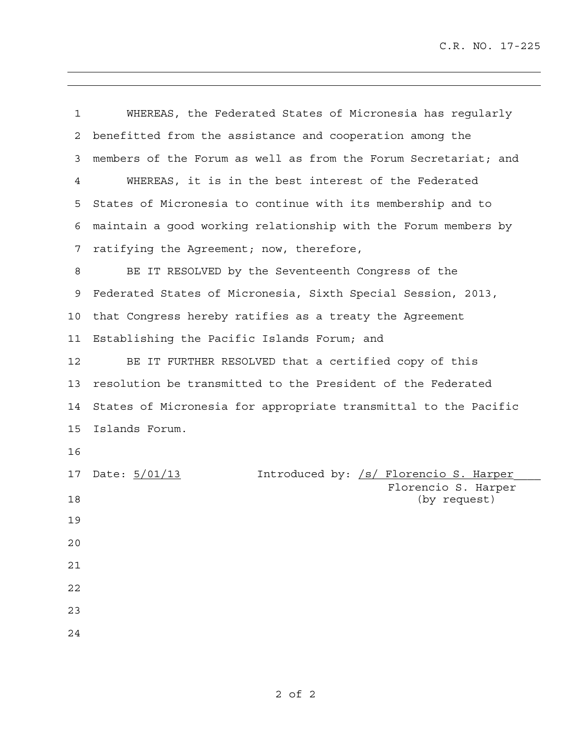WHEREAS, the Federated States of Micronesia has regularly benefitted from the assistance and cooperation among the members of the Forum as well as from the Forum Secretariat; and

WHEREAS, it is in the best interest of the Federated States of Micronesia to continue with its membership and to maintain a good working relationship with the Forum members by ratifying the Agreement; now, therefore,

BE IT RESOLVED by the Seventeenth Congress of the Federated States of Micronesia, Sixth Special Session, 2013, that Congress hereby ratifies as a treaty the Agreement Establishing the Pacific Islands Forum; and

BE IT FURTHER RESOLVED that a certified copy of this resolution be transmitted to the President of the Federated States of Micronesia for appropriate transmittal to the Pacific Islands Forum.

Date: 5/01/13

Introduced by: /s/ Florencio S. Harper
Florencio S. Harper
(by request)